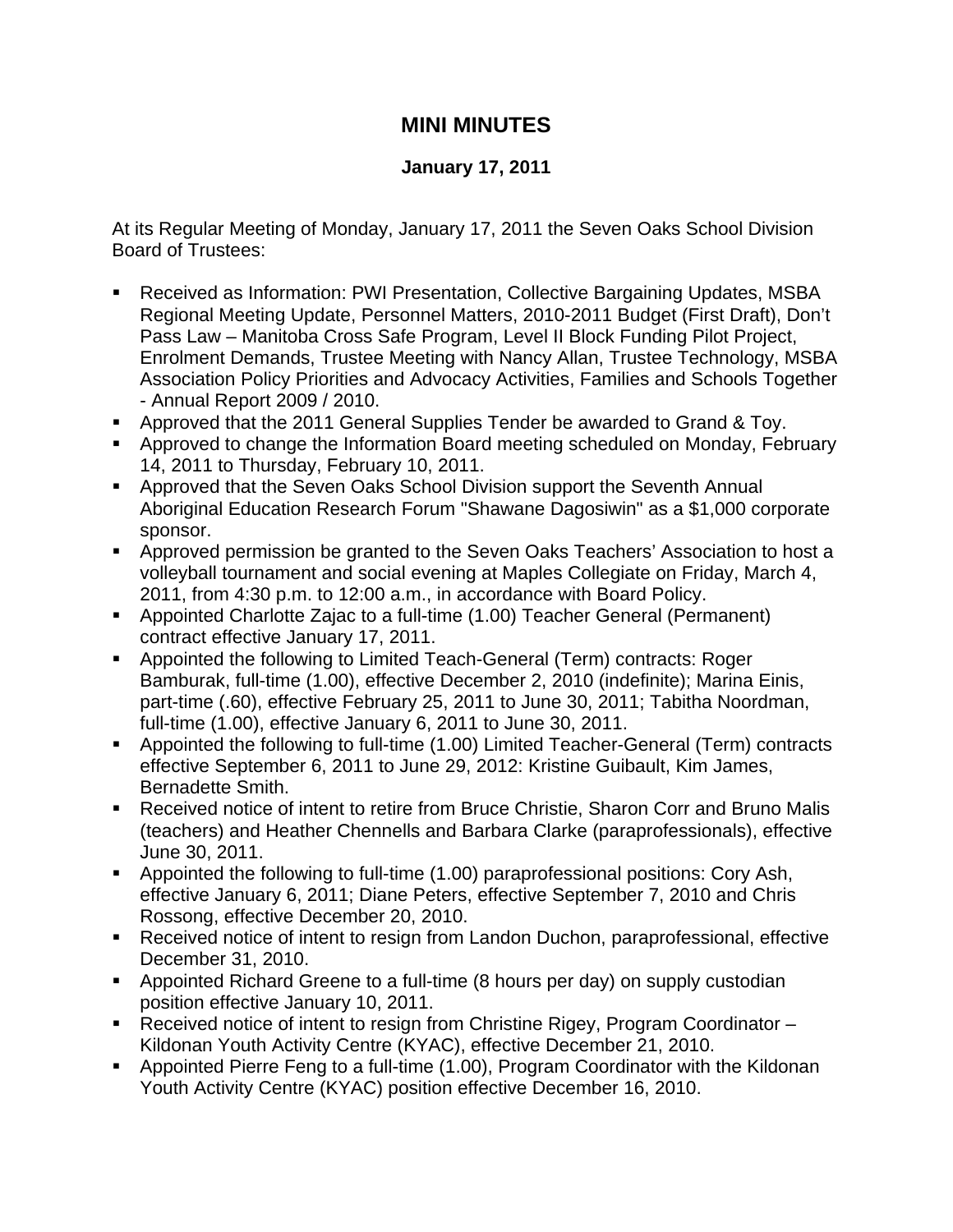# MINI MINUTES

**January 17, 2011**

At its Regular Meeting of Monday, January 17, 2011 the Seven Oaks School Division Board of Trustees:

- Received as Information: PWI Presentation, Collective Bargaining Updates, MSBA Regional Meeting Update, Personnel Matters, 2010-2011 Budget (First Draft), Don't Pass Law – Manitoba Cross Safe Program, Level II Block Funding Pilot Project, Enrolment Demands, Trustee Meeting with Nancy Allan, Trustee Technology, MSBA Association Policy Priorities and Advocacy Activities, Families and Schools Together - Annual Report 2009 / 2010.
- Approved that the 2011 General Supplies Tender be awarded to Grand & Toy.
- Approved to change the Information Board meeting scheduled on Monday, February 14, 2011 to Thursday, February 10, 2011.
- Approved that the Seven Oaks School Division support the Seventh Annual Aboriginal Education Research Forum "Shawane Dagosiwin" as a $1,000 corporate sponsor.
- Approved permission be granted to the Seven Oaks Teachers' Association to host a volleyball tournament and social evening at Maples Collegiate on Friday, March 4, 2011, from 4:30 p.m. to 12:00 a.m., in accordance with Board Policy.
- Appointed Charlotte Zajac to a full-time (1.00) Teacher General (Permanent) contract effective January 17, 2011.
- Appointed the following to Limited Teach-General (Term) contracts: Roger Bamburak, full-time (1.00), effective December 2, 2010 (indefinite); Marina Einis, part-time (.60), effective February 25, 2011 to June 30, 2011; Tabitha Noordman, full-time (1.00), effective January 6, 2011 to June 30, 2011.
- Appointed the following to full-time (1.00) Limited Teacher-General (Term) contracts effective September 6, 2011 to June 29, 2012: Kristine Guibault, Kim James, Bernadette Smith.
- Received notice of intent to retire from Bruce Christie, Sharon Corr and Bruno Malis (teachers) and Heather Chennells and Barbara Clarke (paraprofessionals), effective June 30, 2011.
- Appointed the following to full-time (1.00) paraprofessional positions: Cory Ash, effective January 6, 2011; Diane Peters, effective September 7, 2010 and Chris Rossong, effective December 20, 2010.
- Received notice of intent to resign from Landon Duchon, paraprofessional, effective December 31, 2010.
- Appointed Richard Greene to a full-time (8 hours per day) on supply custodian position effective January 10, 2011.
- Received notice of intent to resign from Christine Rigey, Program Coordinator – Kildonan Youth Activity Centre (KYAC), effective December 21, 2010.
- Appointed Pierre Feng to a full-time (1.00), Program Coordinator with the Kildonan Youth Activity Centre (KYAC) position effective December 16, 2010.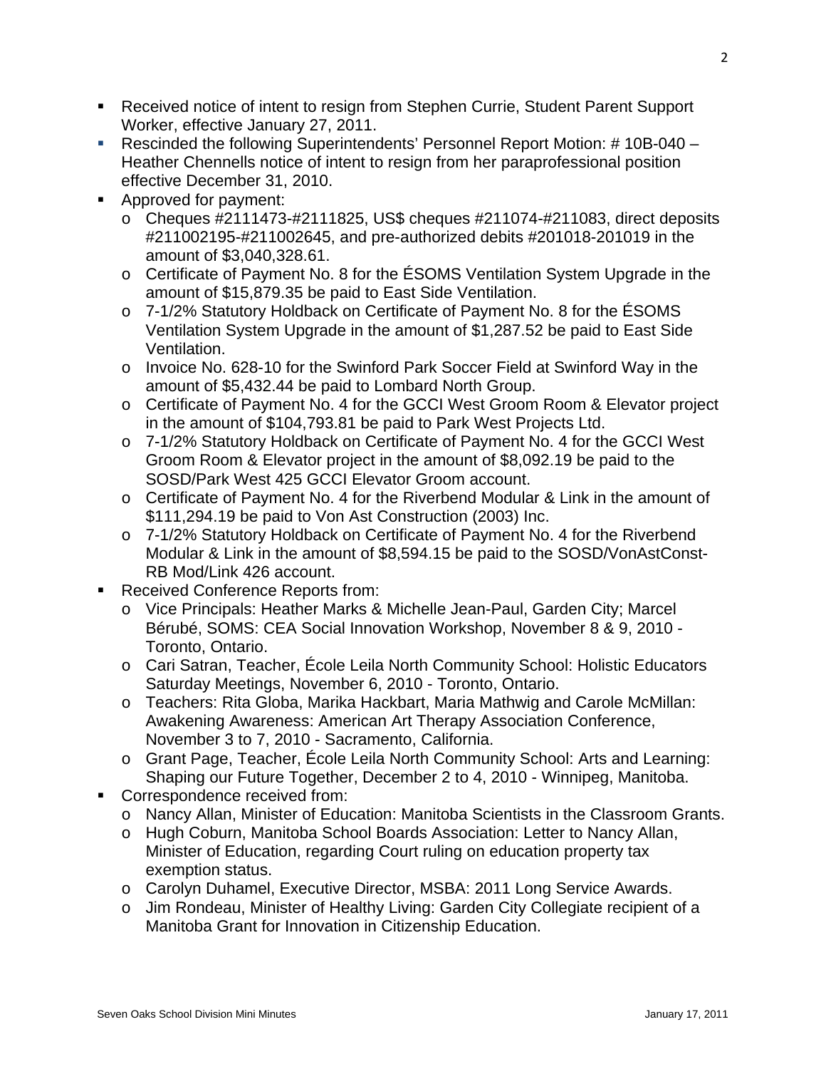- Received notice of intent to resign from Stephen Currie, Student Parent Support Worker, effective January 27, 2011.
- Rescinded the following Superintendents' Personnel Report Motion: # 10B-040 – Heather Chennells notice of intent to resign from her paraprofessional position effective December 31, 2010.
- Approved for payment:
  - Cheques #2111473-#2111825, US$ cheques #211074-#211083, direct deposits #211002195-#211002645, and pre-authorized debits #201018-201019 in the amount of $3,040,328.61.
  - Certificate of Payment No. 8 for the ÉSOMS Ventilation System Upgrade in the amount of $15,879.35 be paid to East Side Ventilation.
  - 7-1/2% Statutory Holdback on Certificate of Payment No. 8 for the ÉSOMS Ventilation System Upgrade in the amount of $1,287.52 be paid to East Side Ventilation.
  - Invoice No. 628-10 for the Swinford Park Soccer Field at Swinford Way in the amount of $5,432.44 be paid to Lombard North Group.
  - Certificate of Payment No. 4 for the GCCI West Groom Room & Elevator project in the amount of $104,793.81 be paid to Park West Projects Ltd.
  - 7-1/2% Statutory Holdback on Certificate of Payment No. 4 for the GCCI West Groom Room & Elevator project in the amount of $8,092.19 be paid to the SOSD/Park West 425 GCCI Elevator Groom account.
  - Certificate of Payment No. 4 for the Riverbend Modular & Link in the amount of $111,294.19 be paid to Von Ast Construction (2003) Inc.
  - 7-1/2% Statutory Holdback on Certificate of Payment No. 4 for the Riverbend Modular & Link in the amount of $8,594.15 be paid to the SOSD/VonAstConst-RB Mod/Link 426 account.
- Received Conference Reports from:
  - Vice Principals: Heather Marks & Michelle Jean-Paul, Garden City; Marcel Bérubé, SOMS: CEA Social Innovation Workshop, November 8 & 9, 2010 - Toronto, Ontario.
  - Cari Satran, Teacher, École Leila North Community School: Holistic Educators Saturday Meetings, November 6, 2010 - Toronto, Ontario.
  - Teachers: Rita Globa, Marika Hackbart, Maria Mathwig and Carole McMillan: Awakening Awareness: American Art Therapy Association Conference, November 3 to 7, 2010 - Sacramento, California.
  - Grant Page, Teacher, École Leila North Community School: Arts and Learning: Shaping our Future Together, December 2 to 4, 2010 - Winnipeg, Manitoba.
- Correspondence received from:
  - Nancy Allan, Minister of Education: Manitoba Scientists in the Classroom Grants.
  - Hugh Coburn, Manitoba School Boards Association: Letter to Nancy Allan, Minister of Education, regarding Court ruling on education property tax exemption status.
  - Carolyn Duhamel, Executive Director, MSBA: 2011 Long Service Awards.
  - Jim Rondeau, Minister of Healthy Living: Garden City Collegiate recipient of a Manitoba Grant for Innovation in Citizenship Education.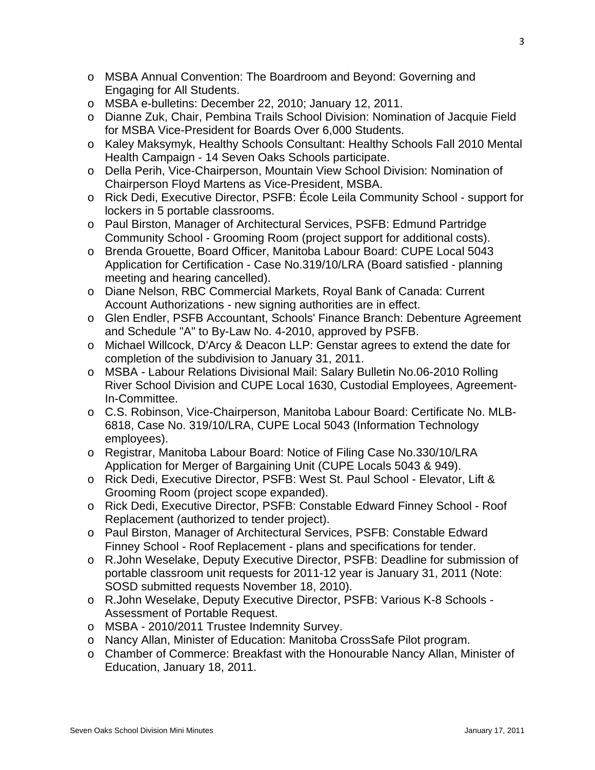- MSBA Annual Convention: The Boardroom and Beyond: Governing and Engaging for All Students.
- MSBA e-bulletins: December 22, 2010; January 12, 2011.
- Dianne Zuk, Chair, Pembina Trails School Division: Nomination of Jacquie Field for MSBA Vice-President for Boards Over 6,000 Students.
- Kaley Maksymyk, Healthy Schools Consultant: Healthy Schools Fall 2010 Mental Health Campaign - 14 Seven Oaks Schools participate.
- Della Perih, Vice-Chairperson, Mountain View School Division: Nomination of Chairperson Floyd Martens as Vice-President, MSBA.
- Rick Dedi, Executive Director, PSFB: École Leila Community School - support for lockers in 5 portable classrooms.
- Paul Birston, Manager of Architectural Services, PSFB: Edmund Partridge Community School - Grooming Room (project support for additional costs).
- Brenda Grouette, Board Officer, Manitoba Labour Board: CUPE Local 5043 Application for Certification - Case No.319/10/LRA (Board satisfied - planning meeting and hearing cancelled).
- Diane Nelson, RBC Commercial Markets, Royal Bank of Canada: Current Account Authorizations - new signing authorities are in effect.
- Glen Endler, PSFB Accountant, Schools' Finance Branch: Debenture Agreement and Schedule "A" to By-Law No. 4-2010, approved by PSFB.
- Michael Willcock, D'Arcy & Deacon LLP: Genstar agrees to extend the date for completion of the subdivision to January 31, 2011.
- MSBA - Labour Relations Divisional Mail: Salary Bulletin No.06-2010 Rolling River School Division and CUPE Local 1630, Custodial Employees, Agreement-In-Committee.
- C.S. Robinson, Vice-Chairperson, Manitoba Labour Board: Certificate No. MLB-6818, Case No. 319/10/LRA, CUPE Local 5043 (Information Technology employees).
- Registrar, Manitoba Labour Board: Notice of Filing Case No.330/10/LRA Application for Merger of Bargaining Unit (CUPE Locals 5043 & 949).
- Rick Dedi, Executive Director, PSFB: West St. Paul School - Elevator, Lift & Grooming Room (project scope expanded).
- Rick Dedi, Executive Director, PSFB: Constable Edward Finney School - Roof Replacement (authorized to tender project).
- Paul Birston, Manager of Architectural Services, PSFB: Constable Edward Finney School - Roof Replacement - plans and specifications for tender.
- R.John Weselake, Deputy Executive Director, PSFB: Deadline for submission of portable classroom unit requests for 2011-12 year is January 31, 2011 (Note: SOSD submitted requests November 18, 2010).
- R.John Weselake, Deputy Executive Director, PSFB: Various K-8 Schools - Assessment of Portable Request.
- MSBA - 2010/2011 Trustee Indemnity Survey.
- Nancy Allan, Minister of Education: Manitoba CrossSafe Pilot program.
- Chamber of Commerce: Breakfast with the Honourable Nancy Allan, Minister of Education, January 18, 2011.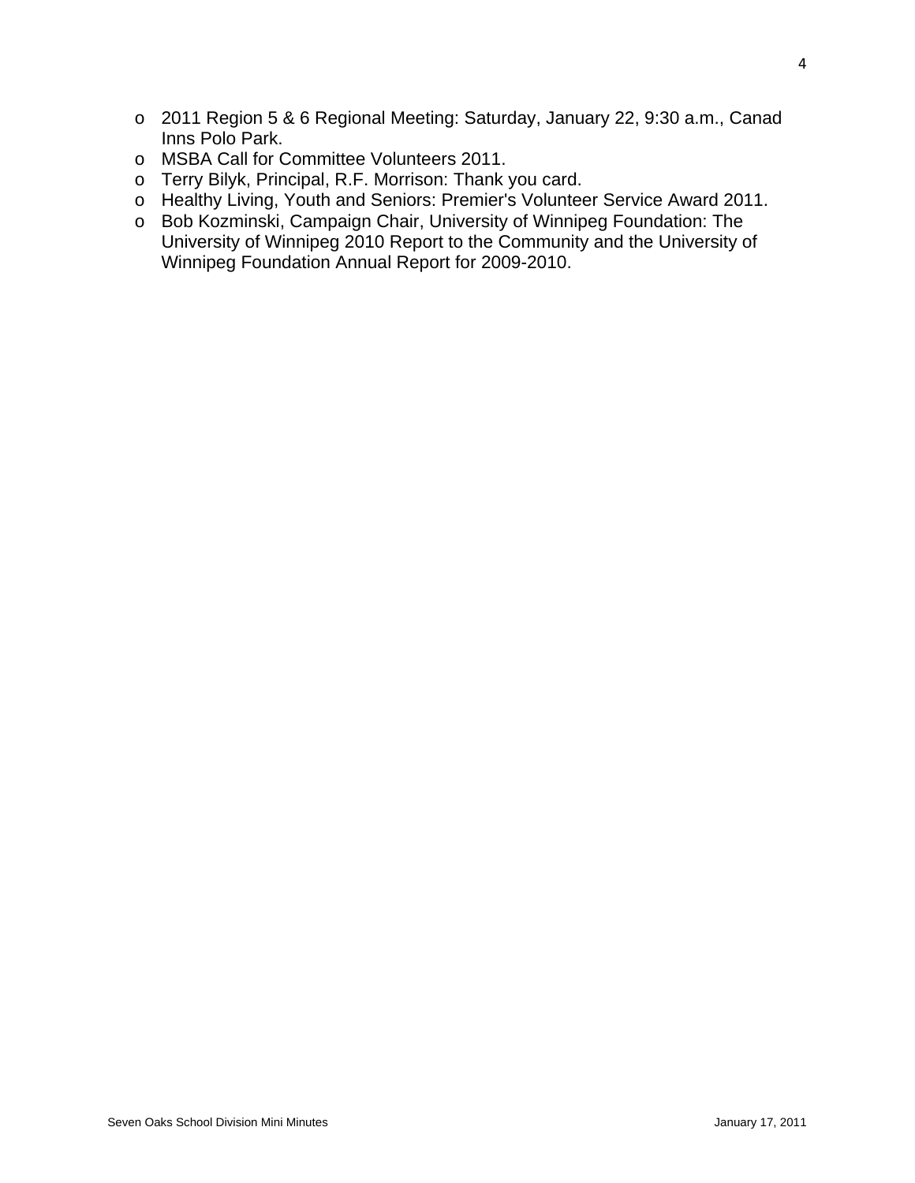- 2011 Region 5 & 6 Regional Meeting: Saturday, January 22, 9:30 a.m., Canad Inns Polo Park.
- MSBA Call for Committee Volunteers 2011.
- Terry Bilyk, Principal, R.F. Morrison: Thank you card.
- Healthy Living, Youth and Seniors: Premier's Volunteer Service Award 2011.
- Bob Kozminski, Campaign Chair, University of Winnipeg Foundation: The University of Winnipeg 2010 Report to the Community and the University of Winnipeg Foundation Annual Report for 2009-2010.